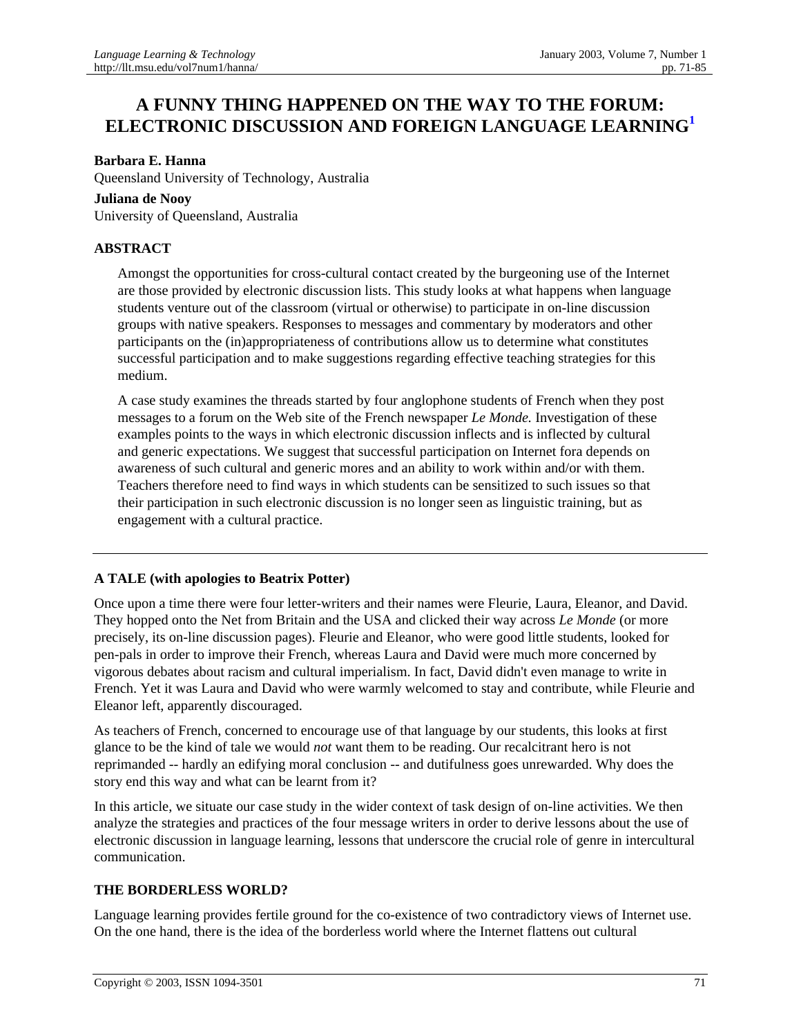# A FUNNY THING HAPPENED ON THE WAY TO THE FORUM: ELECTRONIC DISCUSSION AND FOREIGN LANGUAGE LEARNING[1]

**Barbara E. Hanna**
Queensland University of Technology, Australia

**Juliana de Nooy**
University of Queensland, Australia

### ABSTRACT

Amongst the opportunities for cross-cultural contact created by the burgeoning use of the Internet are those provided by electronic discussion lists. This study looks at what happens when language students venture out of the classroom (virtual or otherwise) to participate in on-line discussion groups with native speakers. Responses to messages and commentary by moderators and other participants on the (in)appropriateness of contributions allow us to determine what constitutes successful participation and to make suggestions regarding effective teaching strategies for this medium.

A case study examines the threads started by four anglophone students of French when they post messages to a forum on the Web site of the French newspaper *Le Monde.* Investigation of these examples points to the ways in which electronic discussion inflects and is inflected by cultural and generic expectations. We suggest that successful participation on Internet fora depends on awareness of such cultural and generic mores and an ability to work within and/or with them. Teachers therefore need to find ways in which students can be sensitized to such issues so that their participation in such electronic discussion is no longer seen as linguistic training, but as engagement with a cultural practice.

---

### A TALE (with apologies to Beatrix Potter)

Once upon a time there were four letter-writers and their names were Fleurie, Laura, Eleanor, and David. They hopped onto the Net from Britain and the USA and clicked their way across *Le Monde* (or more precisely, its on-line discussion pages). Fleurie and Eleanor, who were good little students, looked for pen-pals in order to improve their French, whereas Laura and David were much more concerned by vigorous debates about racism and cultural imperialism. In fact, David didn't even manage to write in French. Yet it was Laura and David who were warmly welcomed to stay and contribute, while Fleurie and Eleanor left, apparently discouraged.

As teachers of French, concerned to encourage use of that language by our students, this looks at first glance to be the kind of tale we would *not* want them to be reading. Our recalcitrant hero is not reprimanded -- hardly an edifying moral conclusion -- and dutifulness goes unrewarded. Why does the story end this way and what can be learnt from it?

In this article, we situate our case study in the wider context of task design of on-line activities. We then analyze the strategies and practices of the four message writers in order to derive lessons about the use of electronic discussion in language learning, lessons that underscore the crucial role of genre in intercultural communication.

### THE BORDERLESS WORLD?

Language learning provides fertile ground for the co-existence of two contradictory views of Internet use. On the one hand, there is the idea of the borderless world where the Internet flattens out cultural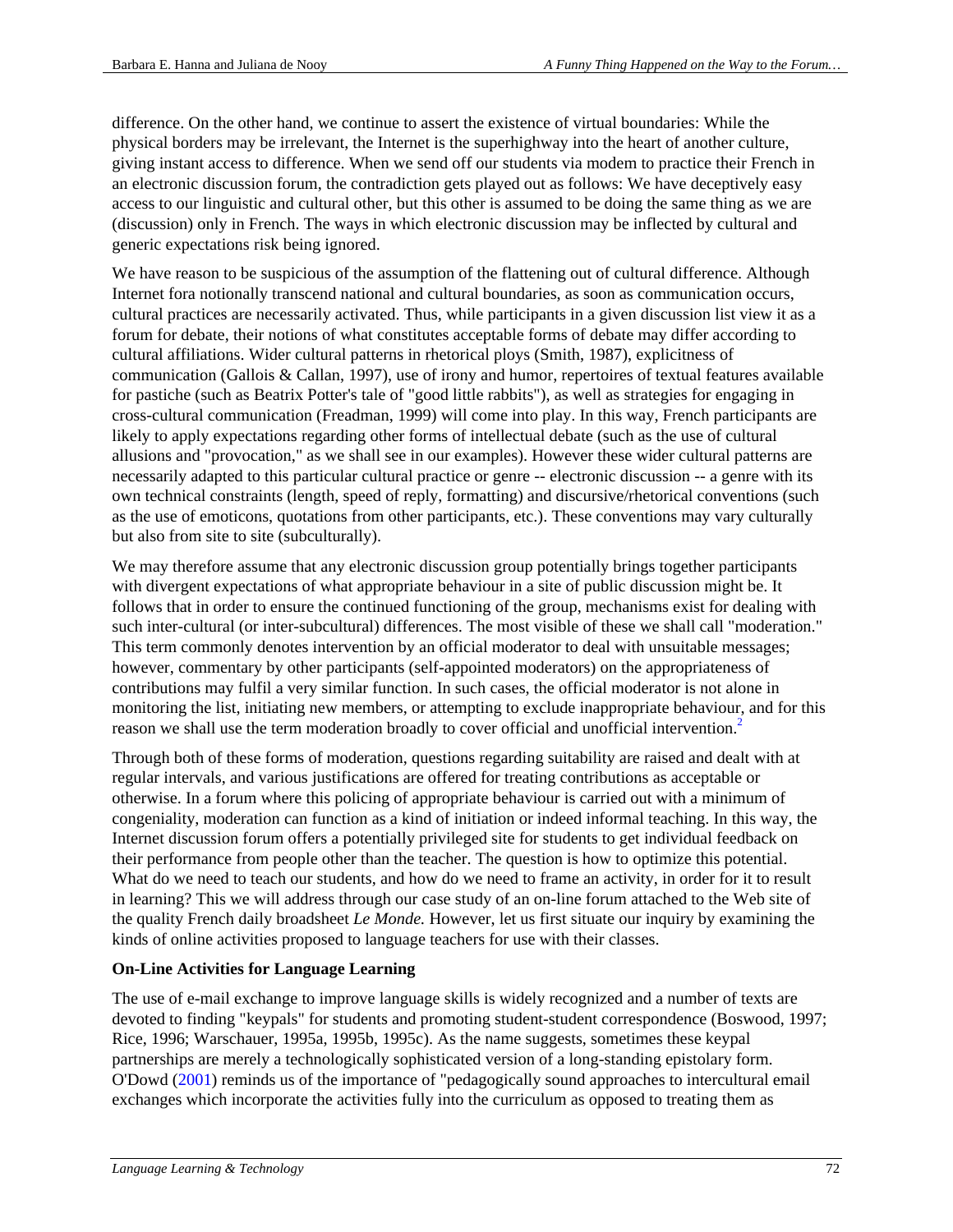difference. On the other hand, we continue to assert the existence of virtual boundaries: While the physical borders may be irrelevant, the Internet is the superhighway into the heart of another culture, giving instant access to difference. When we send off our students via modem to practice their French in an electronic discussion forum, the contradiction gets played out as follows: We have deceptively easy access to our linguistic and cultural other, but this other is assumed to be doing the same thing as we are (discussion) only in French. The ways in which electronic discussion may be inflected by cultural and generic expectations risk being ignored.

We have reason to be suspicious of the assumption of the flattening out of cultural difference. Although Internet fora notionally transcend national and cultural boundaries, as soon as communication occurs, cultural practices are necessarily activated. Thus, while participants in a given discussion list view it as a forum for debate, their notions of what constitutes acceptable forms of debate may differ according to cultural affiliations. Wider cultural patterns in rhetorical ploys (Smith, 1987), explicitness of communication (Gallois & Callan, 1997), use of irony and humor, repertoires of textual features available for pastiche (such as Beatrix Potter's tale of "good little rabbits"), as well as strategies for engaging in cross-cultural communication (Freadman, 1999) will come into play. In this way, French participants are likely to apply expectations regarding other forms of intellectual debate (such as the use of cultural allusions and "provocation," as we shall see in our examples). However these wider cultural patterns are necessarily adapted to this particular cultural practice or genre -- electronic discussion -- a genre with its own technical constraints (length, speed of reply, formatting) and discursive/rhetorical conventions (such as the use of emoticons, quotations from other participants, etc.). These conventions may vary culturally but also from site to site (subculturally).

We may therefore assume that any electronic discussion group potentially brings together participants with divergent expectations of what appropriate behaviour in a site of public discussion might be. It follows that in order to ensure the continued functioning of the group, mechanisms exist for dealing with such inter-cultural (or inter-subcultural) differences. The most visible of these we shall call "moderation." This term commonly denotes intervention by an official moderator to deal with unsuitable messages; however, commentary by other participants (self-appointed moderators) on the appropriateness of contributions may fulfil a very similar function. In such cases, the official moderator is not alone in monitoring the list, initiating new members, or attempting to exclude inappropriate behaviour, and for this reason we shall use the term moderation broadly to cover official and unofficial intervention.[2]

Through both of these forms of moderation, questions regarding suitability are raised and dealt with at regular intervals, and various justifications are offered for treating contributions as acceptable or otherwise. In a forum where this policing of appropriate behaviour is carried out with a minimum of congeniality, moderation can function as a kind of initiation or indeed informal teaching. In this way, the Internet discussion forum offers a potentially privileged site for students to get individual feedback on their performance from people other than the teacher. The question is how to optimize this potential. What do we need to teach our students, and how do we need to frame an activity, in order for it to result in learning? This we will address through our case study of an on-line forum attached to the Web site of the quality French daily broadsheet *Le Monde.* However, let us first situate our inquiry by examining the kinds of online activities proposed to language teachers for use with their classes.

**On-Line Activities for Language Learning**

The use of e-mail exchange to improve language skills is widely recognized and a number of texts are devoted to finding "keypals" for students and promoting student-student correspondence (Boswood, 1997; Rice, 1996; Warschauer, 1995a, 1995b, 1995c). As the name suggests, sometimes these keypal partnerships are merely a technologically sophisticated version of a long-standing epistolary form. O'Dowd (2001) reminds us of the importance of "pedagogically sound approaches to intercultural email exchanges which incorporate the activities fully into the curriculum as opposed to treating them as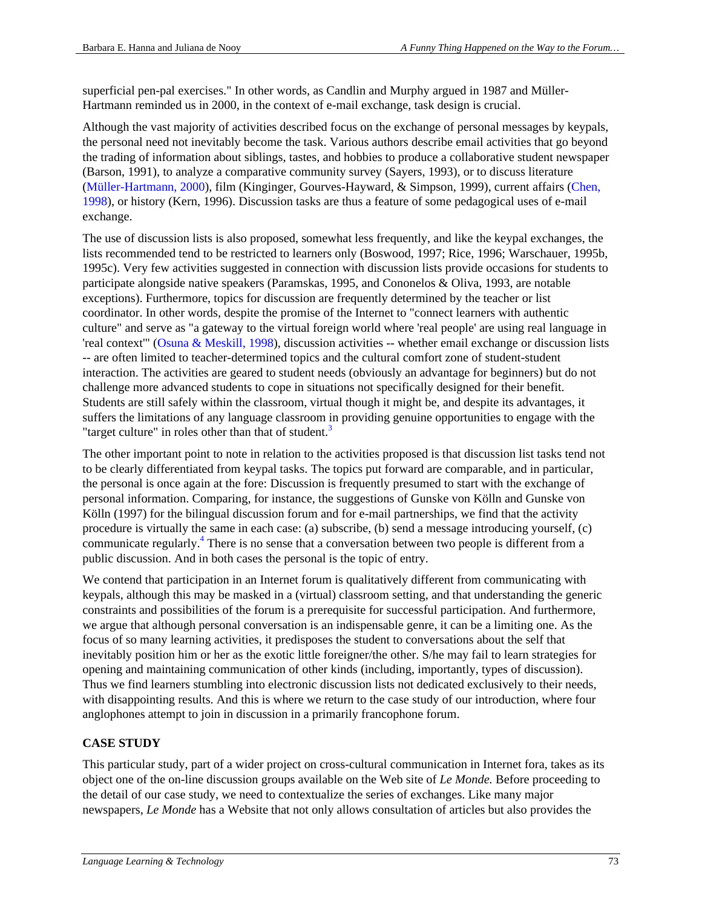superficial pen-pal exercises." In other words, as Candlin and Murphy argued in 1987 and Müller-Hartmann reminded us in 2000, in the context of e-mail exchange, task design is crucial.

Although the vast majority of activities described focus on the exchange of personal messages by keypals, the personal need not inevitably become the task. Various authors describe email activities that go beyond the trading of information about siblings, tastes, and hobbies to produce a collaborative student newspaper (Barson, 1991), to analyze a comparative community survey (Sayers, 1993), or to discuss literature (Müller-Hartmann, 2000), film (Kinginger, Gourves-Hayward, & Simpson, 1999), current affairs (Chen, 1998), or history (Kern, 1996). Discussion tasks are thus a feature of some pedagogical uses of e-mail exchange.

The use of discussion lists is also proposed, somewhat less frequently, and like the keypal exchanges, the lists recommended tend to be restricted to learners only (Boswood, 1997; Rice, 1996; Warschauer, 1995b, 1995c). Very few activities suggested in connection with discussion lists provide occasions for students to participate alongside native speakers (Paramskas, 1995, and Cononelos & Oliva, 1993, are notable exceptions). Furthermore, topics for discussion are frequently determined by the teacher or list coordinator. In other words, despite the promise of the Internet to "connect learners with authentic culture" and serve as "a gateway to the virtual foreign world where 'real people' are using real language in 'real context'" (Osuna & Meskill, 1998), discussion activities -- whether email exchange or discussion lists -- are often limited to teacher-determined topics and the cultural comfort zone of student-student interaction. The activities are geared to student needs (obviously an advantage for beginners) but do not challenge more advanced students to cope in situations not specifically designed for their benefit. Students are still safely within the classroom, virtual though it might be, and despite its advantages, it suffers the limitations of any language classroom in providing genuine opportunities to engage with the "target culture" in roles other than that of student.[3]

The other important point to note in relation to the activities proposed is that discussion list tasks tend not to be clearly differentiated from keypal tasks. The topics put forward are comparable, and in particular, the personal is once again at the fore: Discussion is frequently presumed to start with the exchange of personal information. Comparing, for instance, the suggestions of Gunske von Kölln and Gunske von Kölln (1997) for the bilingual discussion forum and for e-mail partnerships, we find that the activity procedure is virtually the same in each case: (a) subscribe, (b) send a message introducing yourself, (c) communicate regularly.[4] There is no sense that a conversation between two people is different from a public discussion. And in both cases the personal is the topic of entry.

We contend that participation in an Internet forum is qualitatively different from communicating with keypals, although this may be masked in a (virtual) classroom setting, and that understanding the generic constraints and possibilities of the forum is a prerequisite for successful participation. And furthermore, we argue that although personal conversation is an indispensable genre, it can be a limiting one. As the focus of so many learning activities, it predisposes the student to conversations about the self that inevitably position him or her as the exotic little foreigner/the other. S/he may fail to learn strategies for opening and maintaining communication of other kinds (including, importantly, types of discussion). Thus we find learners stumbling into electronic discussion lists not dedicated exclusively to their needs, with disappointing results. And this is where we return to the case study of our introduction, where four anglophones attempt to join in discussion in a primarily francophone forum.

## CASE STUDY

This particular study, part of a wider project on cross-cultural communication in Internet fora, takes as its object one of the on-line discussion groups available on the Web site of *Le Monde.* Before proceeding to the detail of our case study, we need to contextualize the series of exchanges. Like many major newspapers, *Le Monde* has a Website that not only allows consultation of articles but also provides the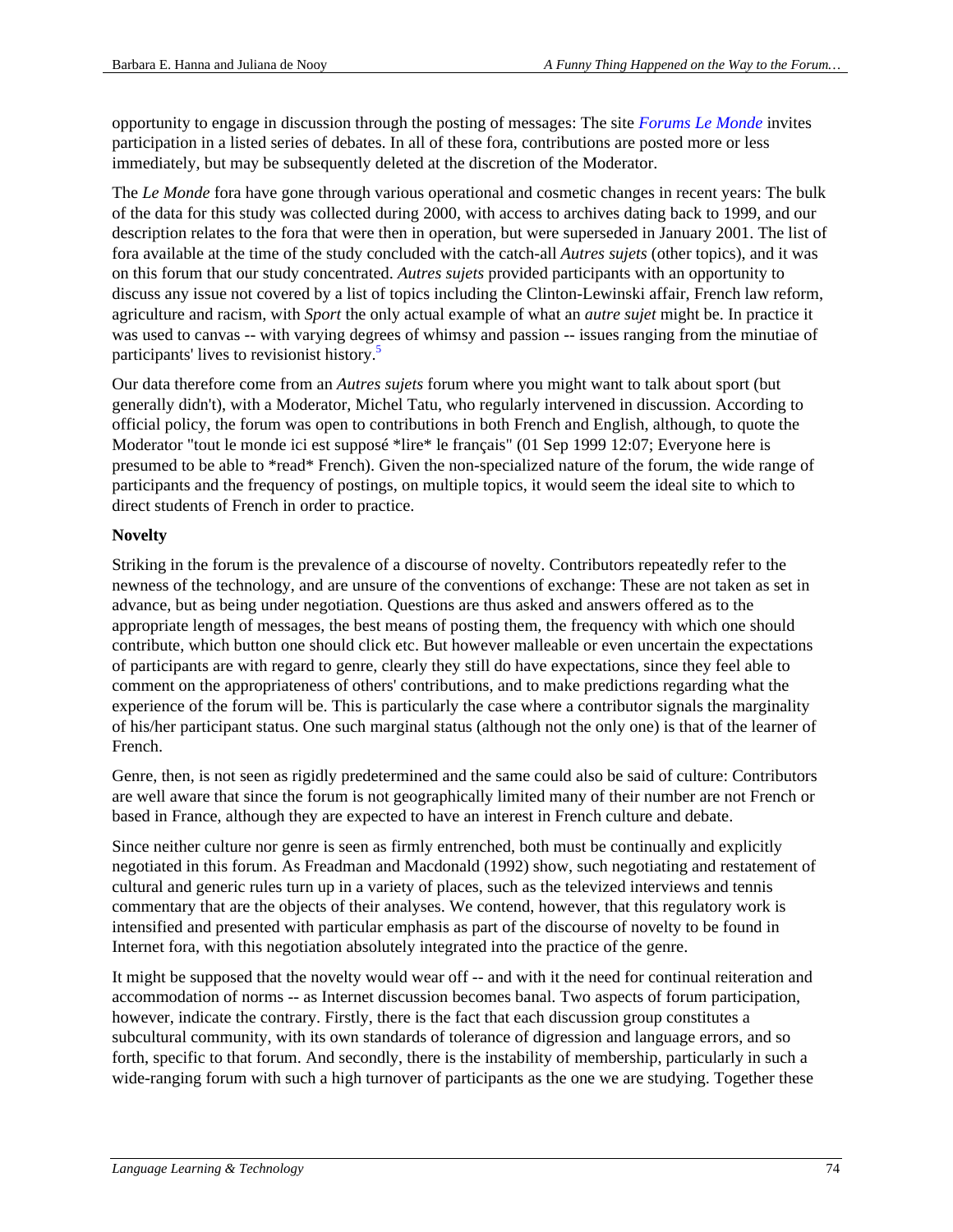opportunity to engage in discussion through the posting of messages: The site *Forums Le Monde* invites participation in a listed series of debates. In all of these fora, contributions are posted more or less immediately, but may be subsequently deleted at the discretion of the Moderator.

The *Le Monde* fora have gone through various operational and cosmetic changes in recent years: The bulk of the data for this study was collected during 2000, with access to archives dating back to 1999, and our description relates to the fora that were then in operation, but were superseded in January 2001. The list of fora available at the time of the study concluded with the catch-all *Autres sujets* (other topics), and it was on this forum that our study concentrated. *Autres sujets* provided participants with an opportunity to discuss any issue not covered by a list of topics including the Clinton-Lewinski affair, French law reform, agriculture and racism, with *Sport* the only actual example of what an *autre sujet* might be. In practice it was used to canvas -- with varying degrees of whimsy and passion -- issues ranging from the minutiae of participants' lives to revisionist history.[5]

Our data therefore come from an *Autres sujets* forum where you might want to talk about sport (but generally didn't), with a Moderator, Michel Tatu, who regularly intervened in discussion. According to official policy, the forum was open to contributions in both French and English, although, to quote the Moderator "tout le monde ici est supposé *lire* le français" (01 Sep 1999 12:07; Everyone here is presumed to be able to *read* French). Given the non-specialized nature of the forum, the wide range of participants and the frequency of postings, on multiple topics, it would seem the ideal site to which to direct students of French in order to practice.

**Novelty**

Striking in the forum is the prevalence of a discourse of novelty. Contributors repeatedly refer to the newness of the technology, and are unsure of the conventions of exchange: These are not taken as set in advance, but as being under negotiation. Questions are thus asked and answers offered as to the appropriate length of messages, the best means of posting them, the frequency with which one should contribute, which button one should click etc. But however malleable or even uncertain the expectations of participants are with regard to genre, clearly they still do have expectations, since they feel able to comment on the appropriateness of others' contributions, and to make predictions regarding what the experience of the forum will be. This is particularly the case where a contributor signals the marginality of his/her participant status. One such marginal status (although not the only one) is that of the learner of French.

Genre, then, is not seen as rigidly predetermined and the same could also be said of culture: Contributors are well aware that since the forum is not geographically limited many of their number are not French or based in France, although they are expected to have an interest in French culture and debate.

Since neither culture nor genre is seen as firmly entrenched, both must be continually and explicitly negotiated in this forum. As Freadman and Macdonald (1992) show, such negotiating and restatement of cultural and generic rules turn up in a variety of places, such as the televized interviews and tennis commentary that are the objects of their analyses. We contend, however, that this regulatory work is intensified and presented with particular emphasis as part of the discourse of novelty to be found in Internet fora, with this negotiation absolutely integrated into the practice of the genre.

It might be supposed that the novelty would wear off -- and with it the need for continual reiteration and accommodation of norms -- as Internet discussion becomes banal. Two aspects of forum participation, however, indicate the contrary. Firstly, there is the fact that each discussion group constitutes a subcultural community, with its own standards of tolerance of digression and language errors, and so forth, specific to that forum. And secondly, there is the instability of membership, particularly in such a wide-ranging forum with such a high turnover of participants as the one we are studying. Together these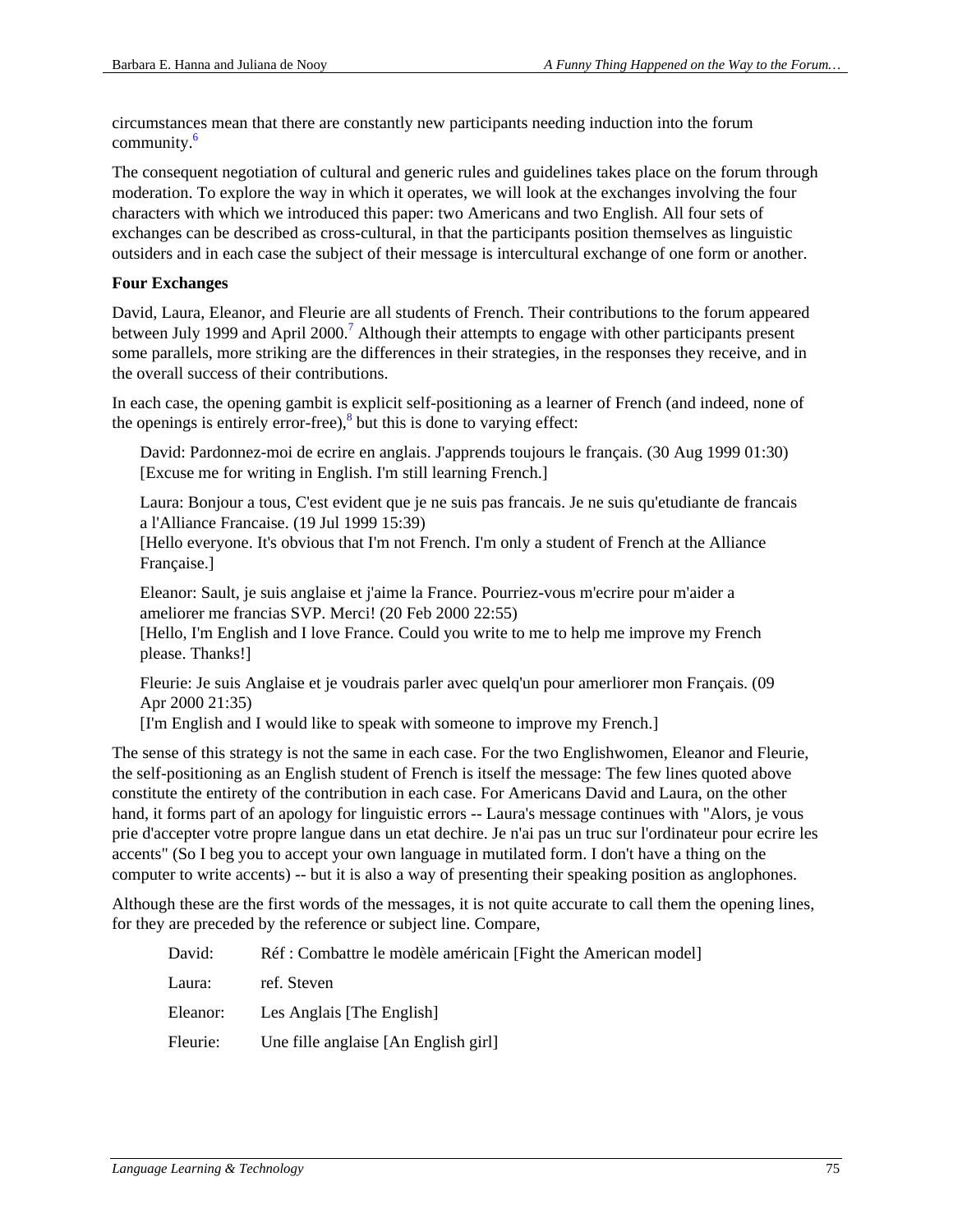circumstances mean that there are constantly new participants needing induction into the forum community.[6]

The consequent negotiation of cultural and generic rules and guidelines takes place on the forum through moderation. To explore the way in which it operates, we will look at the exchanges involving the four characters with which we introduced this paper: two Americans and two English. All four sets of exchanges can be described as cross-cultural, in that the participants position themselves as linguistic outsiders and in each case the subject of their message is intercultural exchange of one form or another.

**Four Exchanges**

David, Laura, Eleanor, and Fleurie are all students of French. Their contributions to the forum appeared between July 1999 and April 2000.[7] Although their attempts to engage with other participants present some parallels, more striking are the differences in their strategies, in the responses they receive, and in the overall success of their contributions.

In each case, the opening gambit is explicit self-positioning as a learner of French (and indeed, none of the openings is entirely error-free),[8] but this is done to varying effect:

> David: Pardonnez-moi de ecrire en anglais. J'apprends toujours le français. (30 Aug 1999 01:30)
> [Excuse me for writing in English. I'm still learning French.]
>
> Laura: Bonjour a tous, C'est evident que je ne suis pas francais. Je ne suis qu'etudiante de francais a l'Alliance Francaise. (19 Jul 1999 15:39)
> [Hello everyone. It's obvious that I'm not French. I'm only a student of French at the Alliance Française.]
>
> Eleanor: Sault, je suis anglaise et j'aime la France. Pourriez-vous m'ecrire pour m'aider a ameliorer me francias SVP. Merci! (20 Feb 2000 22:55)
> [Hello, I'm English and I love France. Could you write to me to help me improve my French please. Thanks!]
>
> Fleurie: Je suis Anglaise et je voudrais parler avec quelq'un pour amerliorer mon Français. (09 Apr 2000 21:35)
> [I'm English and I would like to speak with someone to improve my French.]

The sense of this strategy is not the same in each case. For the two Englishwomen, Eleanor and Fleurie, the self-positioning as an English student of French is itself the message: The few lines quoted above constitute the entirety of the contribution in each case. For Americans David and Laura, on the other hand, it forms part of an apology for linguistic errors -- Laura's message continues with "Alors, je vous prie d'accepter votre propre langue dans un etat dechire. Je n'ai pas un truc sur l'ordinateur pour ecrire les accents" (So I beg you to accept your own language in mutilated form. I don't have a thing on the computer to write accents) -- but it is also a way of presenting their speaking position as anglophones.

Although these are the first words of the messages, it is not quite accurate to call them the opening lines, for they are preceded by the reference or subject line. Compare,

| | |
|---|---|
| David: | Réf : Combattre le modèle américain [Fight the American model] |
| Laura: | ref. Steven |
| Eleanor: | Les Anglais [The English] |
| Fleurie: | Une fille anglaise [An English girl] |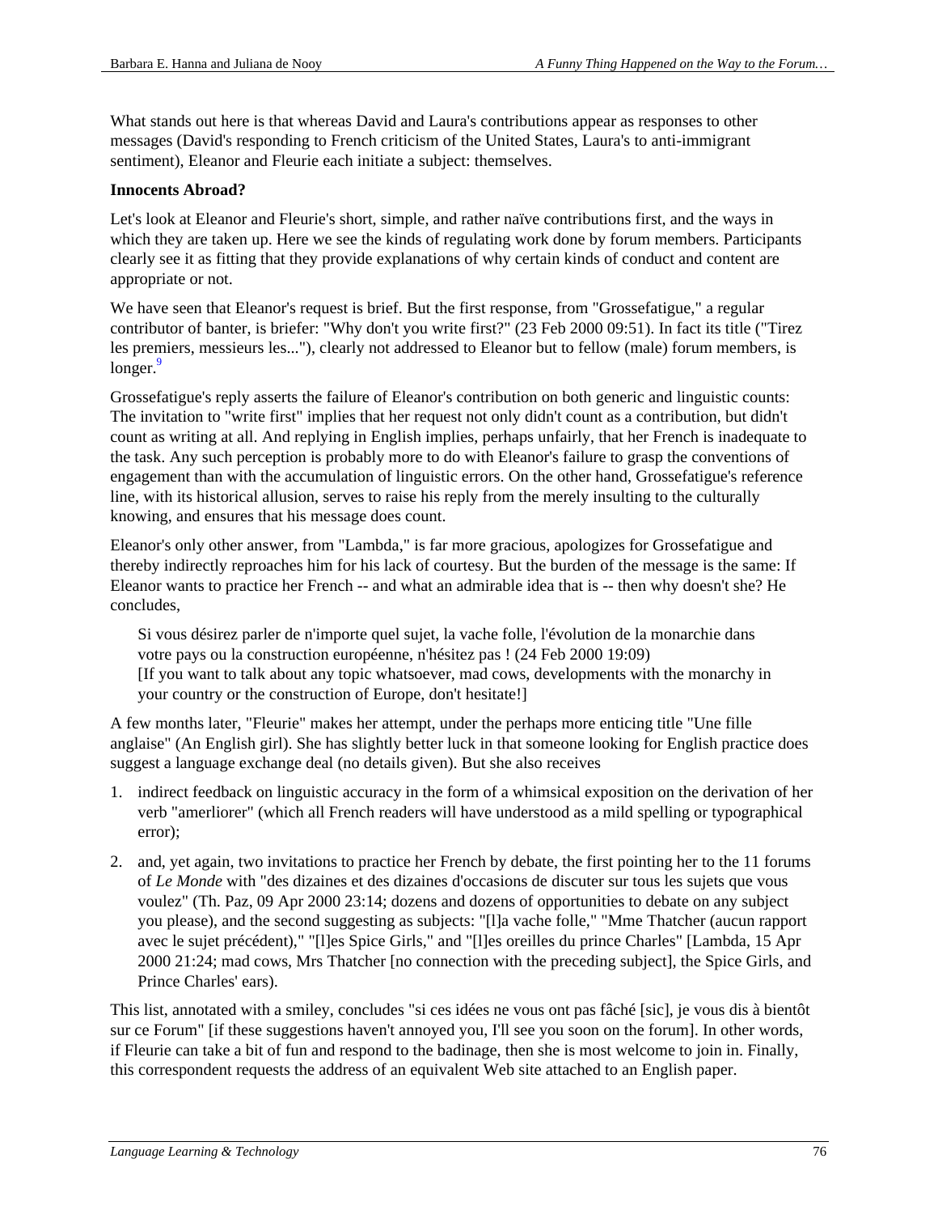What stands out here is that whereas David and Laura's contributions appear as responses to other messages (David's responding to French criticism of the United States, Laura's to anti-immigrant sentiment), Eleanor and Fleurie each initiate a subject: themselves.

**Innocents Abroad?**

Let's look at Eleanor and Fleurie's short, simple, and rather naïve contributions first, and the ways in which they are taken up. Here we see the kinds of regulating work done by forum members. Participants clearly see it as fitting that they provide explanations of why certain kinds of conduct and content are appropriate or not.

We have seen that Eleanor's request is brief. But the first response, from "Grossefatigue," a regular contributor of banter, is briefer: "Why don't you write first?" (23 Feb 2000 09:51). In fact its title ("Tirez les premiers, messieurs les..."), clearly not addressed to Eleanor but to fellow (male) forum members, is longer.[9]

Grossefatigue's reply asserts the failure of Eleanor's contribution on both generic and linguistic counts: The invitation to "write first" implies that her request not only didn't count as a contribution, but didn't count as writing at all. And replying in English implies, perhaps unfairly, that her French is inadequate to the task. Any such perception is probably more to do with Eleanor's failure to grasp the conventions of engagement than with the accumulation of linguistic errors. On the other hand, Grossefatigue's reference line, with its historical allusion, serves to raise his reply from the merely insulting to the culturally knowing, and ensures that his message does count.

Eleanor's only other answer, from "Lambda," is far more gracious, apologizes for Grossefatigue and thereby indirectly reproaches him for his lack of courtesy. But the burden of the message is the same: If Eleanor wants to practice her French -- and what an admirable idea that is -- then why doesn't she? He concludes,

> Si vous désirez parler de n'importe quel sujet, la vache folle, l'évolution de la monarchie dans votre pays ou la construction européenne, n'hésitez pas ! (24 Feb 2000 19:09)
> [If you want to talk about any topic whatsoever, mad cows, developments with the monarchy in your country or the construction of Europe, don't hesitate!]

A few months later, "Fleurie" makes her attempt, under the perhaps more enticing title "Une fille anglaise" (An English girl). She has slightly better luck in that someone looking for English practice does suggest a language exchange deal (no details given). But she also receives

1. indirect feedback on linguistic accuracy in the form of a whimsical exposition on the derivation of her verb "amerliorer" (which all French readers will have understood as a mild spelling or typographical error);
2. and, yet again, two invitations to practice her French by debate, the first pointing her to the 11 forums of *Le Monde* with "des dizaines et des dizaines d'occasions de discuter sur tous les sujets que vous voulez" (Th. Paz, 09 Apr 2000 23:14; dozens and dozens of opportunities to debate on any subject you please), and the second suggesting as subjects: "[l]a vache folle," "Mme Thatcher (aucun rapport avec le sujet précédent)," "[l]es Spice Girls," and "[l]es oreilles du prince Charles" [Lambda, 15 Apr 2000 21:24; mad cows, Mrs Thatcher [no connection with the preceding subject], the Spice Girls, and Prince Charles' ears).

This list, annotated with a smiley, concludes "si ces idées ne vous ont pas fâché [sic], je vous dis à bientôt sur ce Forum" [if these suggestions haven't annoyed you, I'll see you soon on the forum]. In other words, if Fleurie can take a bit of fun and respond to the badinage, then she is most welcome to join in. Finally, this correspondent requests the address of an equivalent Web site attached to an English paper.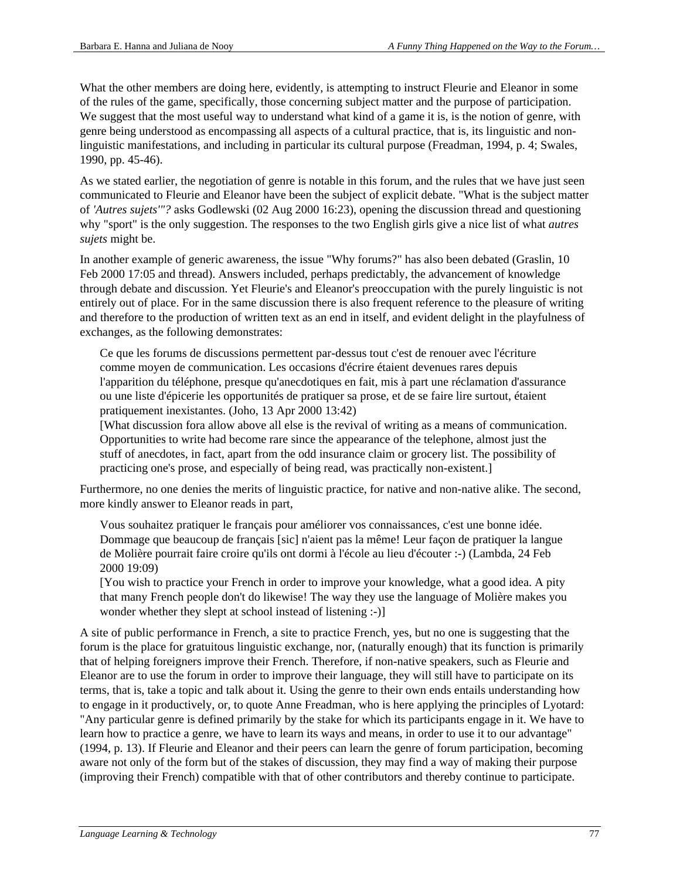What the other members are doing here, evidently, is attempting to instruct Fleurie and Eleanor in some of the rules of the game, specifically, those concerning subject matter and the purpose of participation. We suggest that the most useful way to understand what kind of a game it is, is the notion of genre, with genre being understood as encompassing all aspects of a cultural practice, that is, its linguistic and non-linguistic manifestations, and including in particular its cultural purpose (Freadman, 1994, p. 4; Swales, 1990, pp. 45-46).

As we stated earlier, the negotiation of genre is notable in this forum, and the rules that we have just seen communicated to Fleurie and Eleanor have been the subject of explicit debate. "What is the subject matter of *'Autres sujets'"?* asks Godlewski (02 Aug 2000 16:23), opening the discussion thread and questioning why "sport" is the only suggestion. The responses to the two English girls give a nice list of what *autres sujets* might be.

In another example of generic awareness, the issue "Why forums?" has also been debated (Graslin, 10 Feb 2000 17:05 and thread). Answers included, perhaps predictably, the advancement of knowledge through debate and discussion. Yet Fleurie's and Eleanor's preoccupation with the purely linguistic is not entirely out of place. For in the same discussion there is also frequent reference to the pleasure of writing and therefore to the production of written text as an end in itself, and evident delight in the playfulness of exchanges, as the following demonstrates:

> Ce que les forums de discussions permettent par-dessus tout c'est de renouer avec l'écriture comme moyen de communication. Les occasions d'écrire étaient devenues rares depuis l'apparition du téléphone, presque qu'anecdotiques en fait, mis à part une réclamation d'assurance ou une liste d'épicerie les opportunités de pratiquer sa prose, et de se faire lire surtout, étaient pratiquement inexistantes. (Joho, 13 Apr 2000 13:42)
> [What discussion fora allow above all else is the revival of writing as a means of communication. Opportunities to write had become rare since the appearance of the telephone, almost just the stuff of anecdotes, in fact, apart from the odd insurance claim or grocery list. The possibility of practicing one's prose, and especially of being read, was practically non-existent.]

Furthermore, no one denies the merits of linguistic practice, for native and non-native alike. The second, more kindly answer to Eleanor reads in part,

> Vous souhaitez pratiquer le français pour améliorer vos connaissances, c'est une bonne idée. Dommage que beaucoup de français [sic] n'aient pas la même! Leur façon de pratiquer la langue de Molière pourrait faire croire qu'ils ont dormi à l'école au lieu d'écouter :-) (Lambda, 24 Feb 2000 19:09)
> [You wish to practice your French in order to improve your knowledge, what a good idea. A pity that many French people don't do likewise! The way they use the language of Molière makes you wonder whether they slept at school instead of listening :-)]

A site of public performance in French, a site to practice French, yes, but no one is suggesting that the forum is the place for gratuitous linguistic exchange, nor, (naturally enough) that its function is primarily that of helping foreigners improve their French. Therefore, if non-native speakers, such as Fleurie and Eleanor are to use the forum in order to improve their language, they will still have to participate on its terms, that is, take a topic and talk about it. Using the genre to their own ends entails understanding how to engage in it productively, or, to quote Anne Freadman, who is here applying the principles of Lyotard: "Any particular genre is defined primarily by the stake for which its participants engage in it. We have to learn how to practice a genre, we have to learn its ways and means, in order to use it to our advantage" (1994, p. 13). If Fleurie and Eleanor and their peers can learn the genre of forum participation, becoming aware not only of the form but of the stakes of discussion, they may find a way of making their purpose (improving their French) compatible with that of other contributors and thereby continue to participate.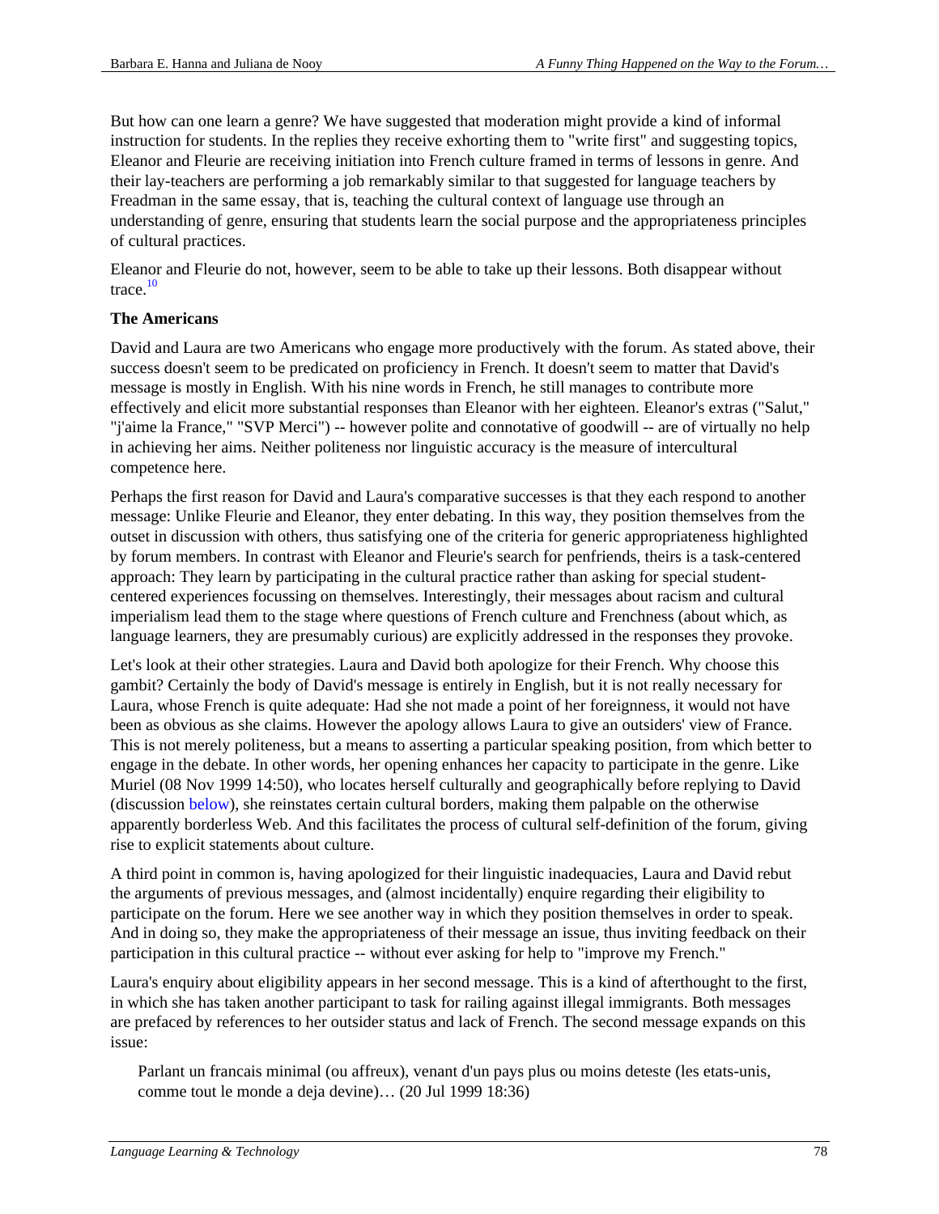But how can one learn a genre? We have suggested that moderation might provide a kind of informal instruction for students. In the replies they receive exhorting them to "write first" and suggesting topics, Eleanor and Fleurie are receiving initiation into French culture framed in terms of lessons in genre. And their lay-teachers are performing a job remarkably similar to that suggested for language teachers by Freadman in the same essay, that is, teaching the cultural context of language use through an understanding of genre, ensuring that students learn the social purpose and the appropriateness principles of cultural practices.

Eleanor and Fleurie do not, however, seem to be able to take up their lessons. Both disappear without trace.[10]

**The Americans**

David and Laura are two Americans who engage more productively with the forum. As stated above, their success doesn't seem to be predicated on proficiency in French. It doesn't seem to matter that David's message is mostly in English. With his nine words in French, he still manages to contribute more effectively and elicit more substantial responses than Eleanor with her eighteen. Eleanor's extras ("Salut," "j'aime la France," "SVP Merci") -- however polite and connotative of goodwill -- are of virtually no help in achieving her aims. Neither politeness nor linguistic accuracy is the measure of intercultural competence here.

Perhaps the first reason for David and Laura's comparative successes is that they each respond to another message: Unlike Fleurie and Eleanor, they enter debating. In this way, they position themselves from the outset in discussion with others, thus satisfying one of the criteria for generic appropriateness highlighted by forum members. In contrast with Eleanor and Fleurie's search for penfriends, theirs is a task-centered approach: They learn by participating in the cultural practice rather than asking for special student-centered experiences focussing on themselves. Interestingly, their messages about racism and cultural imperialism lead them to the stage where questions of French culture and Frenchness (about which, as language learners, they are presumably curious) are explicitly addressed in the responses they provoke.

Let's look at their other strategies. Laura and David both apologize for their French. Why choose this gambit? Certainly the body of David's message is entirely in English, but it is not really necessary for Laura, whose French is quite adequate: Had she not made a point of her foreignness, it would not have been as obvious as she claims. However the apology allows Laura to give an outsiders' view of France. This is not merely politeness, but a means to asserting a particular speaking position, from which better to engage in the debate. In other words, her opening enhances her capacity to participate in the genre. Like Muriel (08 Nov 1999 14:50), who locates herself culturally and geographically before replying to David (discussion below), she reinstates certain cultural borders, making them palpable on the otherwise apparently borderless Web. And this facilitates the process of cultural self-definition of the forum, giving rise to explicit statements about culture.

A third point in common is, having apologized for their linguistic inadequacies, Laura and David rebut the arguments of previous messages, and (almost incidentally) enquire regarding their eligibility to participate on the forum. Here we see another way in which they position themselves in order to speak. And in doing so, they make the appropriateness of their message an issue, thus inviting feedback on their participation in this cultural practice -- without ever asking for help to "improve my French."

Laura's enquiry about eligibility appears in her second message. This is a kind of afterthought to the first, in which she has taken another participant to task for railing against illegal immigrants. Both messages are prefaced by references to her outsider status and lack of French. The second message expands on this issue:

> Parlant un francais minimal (ou affreux), venant d'un pays plus ou moins deteste (les etats-unis, comme tout le monde a deja devine)… (20 Jul 1999 18:36)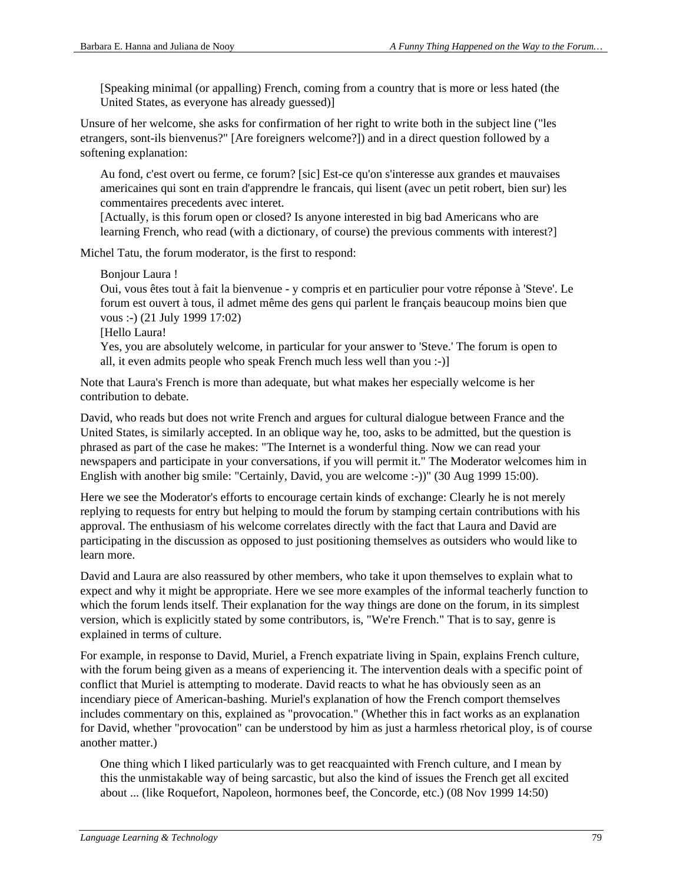> [Speaking minimal (or appalling) French, coming from a country that is more or less hated (the United States, as everyone has already guessed)]

Unsure of her welcome, she asks for confirmation of her right to write both in the subject line ("les etrangers, sont-ils bienvenus?" [Are foreigners welcome?]) and in a direct question followed by a softening explanation:

> Au fond, c'est overt ou ferme, ce forum? [sic] Est-ce qu'on s'interesse aux grandes et mauvaises americaines qui sont en train d'apprendre le francais, qui lisent (avec un petit robert, bien sur) les commentaires precedents avec interet.
> [Actually, is this forum open or closed? Is anyone interested in big bad Americans who are learning French, who read (with a dictionary, of course) the previous comments with interest?]

Michel Tatu, the forum moderator, is the first to respond:

> Bonjour Laura !
> Oui, vous êtes tout à fait la bienvenue - y compris et en particulier pour votre réponse à 'Steve'. Le forum est ouvert à tous, il admet même des gens qui parlent le français beaucoup moins bien que vous :-) (21 July 1999 17:02)
> [Hello Laura!
> Yes, you are absolutely welcome, in particular for your answer to 'Steve.' The forum is open to all, it even admits people who speak French much less well than you :-)]

Note that Laura's French is more than adequate, but what makes her especially welcome is her contribution to debate.

David, who reads but does not write French and argues for cultural dialogue between France and the United States, is similarly accepted. In an oblique way he, too, asks to be admitted, but the question is phrased as part of the case he makes: "The Internet is a wonderful thing. Now we can read your newspapers and participate in your conversations, if you will permit it." The Moderator welcomes him in English with another big smile: "Certainly, David, you are welcome :-))" (30 Aug 1999 15:00).

Here we see the Moderator's efforts to encourage certain kinds of exchange: Clearly he is not merely replying to requests for entry but helping to mould the forum by stamping certain contributions with his approval. The enthusiasm of his welcome correlates directly with the fact that Laura and David are participating in the discussion as opposed to just positioning themselves as outsiders who would like to learn more.

David and Laura are also reassured by other members, who take it upon themselves to explain what to expect and why it might be appropriate. Here we see more examples of the informal teacherly function to which the forum lends itself. Their explanation for the way things are done on the forum, in its simplest version, which is explicitly stated by some contributors, is, "We're French." That is to say, genre is explained in terms of culture.

For example, in response to David, Muriel, a French expatriate living in Spain, explains French culture, with the forum being given as a means of experiencing it. The intervention deals with a specific point of conflict that Muriel is attempting to moderate. David reacts to what he has obviously seen as an incendiary piece of American-bashing. Muriel's explanation of how the French comport themselves includes commentary on this, explained as "provocation." (Whether this in fact works as an explanation for David, whether "provocation" can be understood by him as just a harmless rhetorical ploy, is of course another matter.)

> One thing which I liked particularly was to get reacquainted with French culture, and I mean by this the unmistakable way of being sarcastic, but also the kind of issues the French get all excited about ... (like Roquefort, Napoleon, hormones beef, the Concorde, etc.) (08 Nov 1999 14:50)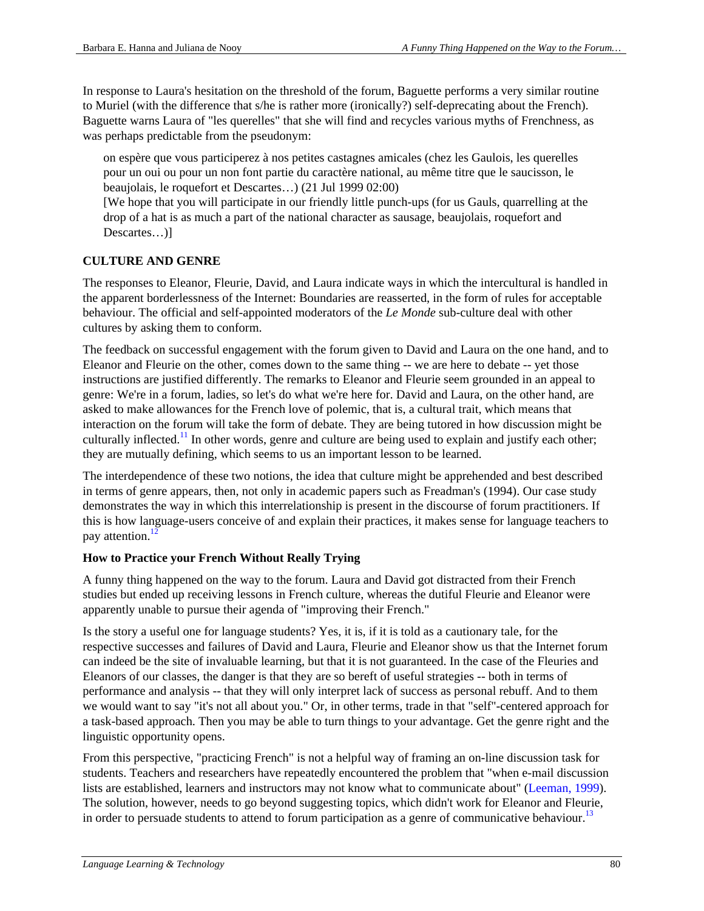In response to Laura's hesitation on the threshold of the forum, Baguette performs a very similar routine to Muriel (with the difference that s/he is rather more (ironically?) self-deprecating about the French). Baguette warns Laura of "les querelles" that she will find and recycles various myths of Frenchness, as was perhaps predictable from the pseudonym:

> on espère que vous participerez à nos petites castagnes amicales (chez les Gaulois, les querelles pour un oui ou pour un non font partie du caractère national, au même titre que le saucisson, le beaujolais, le roquefort et Descartes…) (21 Jul 1999 02:00)
> [We hope that you will participate in our friendly little punch-ups (for us Gauls, quarrelling at the drop of a hat is as much a part of the national character as sausage, beaujolais, roquefort and Descartes…)]

## CULTURE AND GENRE

The responses to Eleanor, Fleurie, David, and Laura indicate ways in which the intercultural is handled in the apparent borderlessness of the Internet: Boundaries are reasserted, in the form of rules for acceptable behaviour. The official and self-appointed moderators of the *Le Monde* sub-culture deal with other cultures by asking them to conform.

The feedback on successful engagement with the forum given to David and Laura on the one hand, and to Eleanor and Fleurie on the other, comes down to the same thing -- we are here to debate -- yet those instructions are justified differently. The remarks to Eleanor and Fleurie seem grounded in an appeal to genre: We're in a forum, ladies, so let's do what we're here for. David and Laura, on the other hand, are asked to make allowances for the French love of polemic, that is, a cultural trait, which means that interaction on the forum will take the form of debate. They are being tutored in how discussion might be culturally inflected.[11] In other words, genre and culture are being used to explain and justify each other; they are mutually defining, which seems to us an important lesson to be learned.

The interdependence of these two notions, the idea that culture might be apprehended and best described in terms of genre appears, then, not only in academic papers such as Freadman's (1994). Our case study demonstrates the way in which this interrelationship is present in the discourse of forum practitioners. If this is how language-users conceive of and explain their practices, it makes sense for language teachers to pay attention.[12]

### How to Practice your French Without Really Trying

A funny thing happened on the way to the forum. Laura and David got distracted from their French studies but ended up receiving lessons in French culture, whereas the dutiful Fleurie and Eleanor were apparently unable to pursue their agenda of "improving their French."

Is the story a useful one for language students? Yes, it is, if it is told as a cautionary tale, for the respective successes and failures of David and Laura, Fleurie and Eleanor show us that the Internet forum can indeed be the site of invaluable learning, but that it is not guaranteed. In the case of the Fleuries and Eleanors of our classes, the danger is that they are so bereft of useful strategies -- both in terms of performance and analysis -- that they will only interpret lack of success as personal rebuff. And to them we would want to say "it's not all about you." Or, in other terms, trade in that "self"-centered approach for a task-based approach. Then you may be able to turn things to your advantage. Get the genre right and the linguistic opportunity opens.

From this perspective, "practicing French" is not a helpful way of framing an on-line discussion task for students. Teachers and researchers have repeatedly encountered the problem that "when e-mail discussion lists are established, learners and instructors may not know what to communicate about" (Leeman, 1999). The solution, however, needs to go beyond suggesting topics, which didn't work for Eleanor and Fleurie, in order to persuade students to attend to forum participation as a genre of communicative behaviour.[13]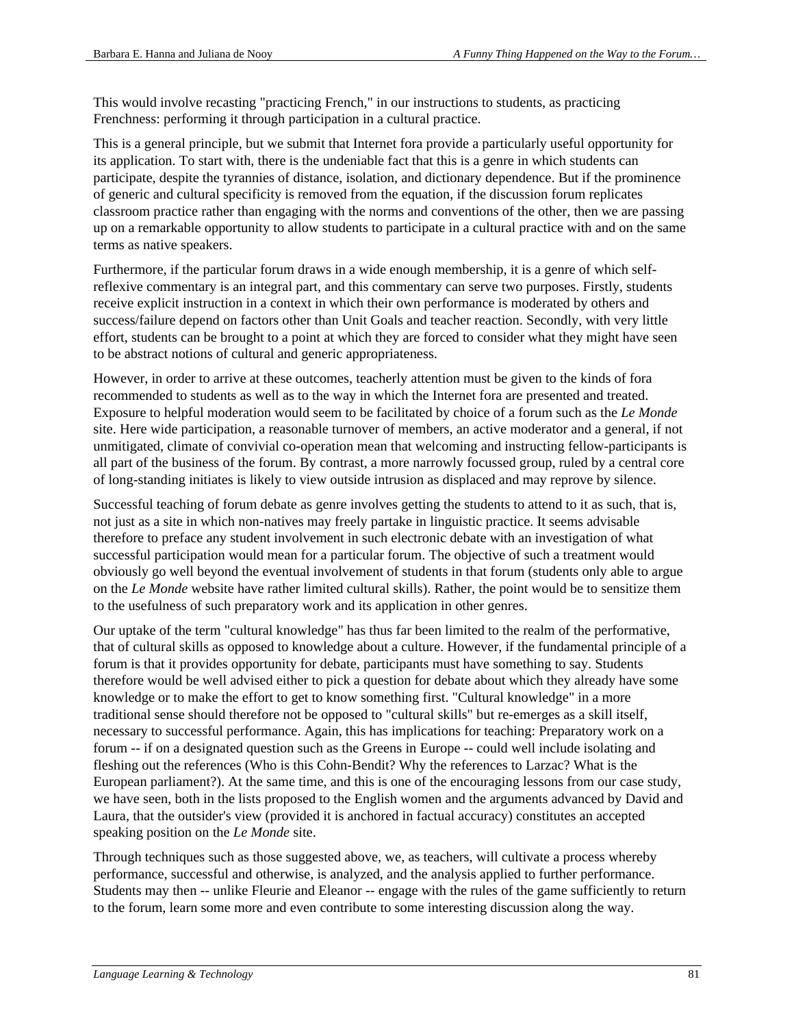This would involve recasting "practicing French," in our instructions to students, as practicing Frenchness: performing it through participation in a cultural practice.

This is a general principle, but we submit that Internet fora provide a particularly useful opportunity for its application. To start with, there is the undeniable fact that this is a genre in which students can participate, despite the tyrannies of distance, isolation, and dictionary dependence. But if the prominence of generic and cultural specificity is removed from the equation, if the discussion forum replicates classroom practice rather than engaging with the norms and conventions of the other, then we are passing up on a remarkable opportunity to allow students to participate in a cultural practice with and on the same terms as native speakers.

Furthermore, if the particular forum draws in a wide enough membership, it is a genre of which self-reflexive commentary is an integral part, and this commentary can serve two purposes. Firstly, students receive explicit instruction in a context in which their own performance is moderated by others and success/failure depend on factors other than Unit Goals and teacher reaction. Secondly, with very little effort, students can be brought to a point at which they are forced to consider what they might have seen to be abstract notions of cultural and generic appropriateness.

However, in order to arrive at these outcomes, teacherly attention must be given to the kinds of fora recommended to students as well as to the way in which the Internet fora are presented and treated. Exposure to helpful moderation would seem to be facilitated by choice of a forum such as the *Le Monde* site. Here wide participation, a reasonable turnover of members, an active moderator and a general, if not unmitigated, climate of convivial co-operation mean that welcoming and instructing fellow-participants is all part of the business of the forum. By contrast, a more narrowly focussed group, ruled by a central core of long-standing initiates is likely to view outside intrusion as displaced and may reprove by silence.

Successful teaching of forum debate as genre involves getting the students to attend to it as such, that is, not just as a site in which non-natives may freely partake in linguistic practice. It seems advisable therefore to preface any student involvement in such electronic debate with an investigation of what successful participation would mean for a particular forum. The objective of such a treatment would obviously go well beyond the eventual involvement of students in that forum (students only able to argue on the *Le Monde* website have rather limited cultural skills). Rather, the point would be to sensitize them to the usefulness of such preparatory work and its application in other genres.

Our uptake of the term "cultural knowledge" has thus far been limited to the realm of the performative, that of cultural skills as opposed to knowledge about a culture. However, if the fundamental principle of a forum is that it provides opportunity for debate, participants must have something to say. Students therefore would be well advised either to pick a question for debate about which they already have some knowledge or to make the effort to get to know something first. "Cultural knowledge" in a more traditional sense should therefore not be opposed to "cultural skills" but re-emerges as a skill itself, necessary to successful performance. Again, this has implications for teaching: Preparatory work on a forum -- if on a designated question such as the Greens in Europe -- could well include isolating and fleshing out the references (Who is this Cohn-Bendit? Why the references to Larzac? What is the European parliament?). At the same time, and this is one of the encouraging lessons from our case study, we have seen, both in the lists proposed to the English women and the arguments advanced by David and Laura, that the outsider's view (provided it is anchored in factual accuracy) constitutes an accepted speaking position on the *Le Monde* site.

Through techniques such as those suggested above, we, as teachers, will cultivate a process whereby performance, successful and otherwise, is analyzed, and the analysis applied to further performance. Students may then -- unlike Fleurie and Eleanor -- engage with the rules of the game sufficiently to return to the forum, learn some more and even contribute to some interesting discussion along the way.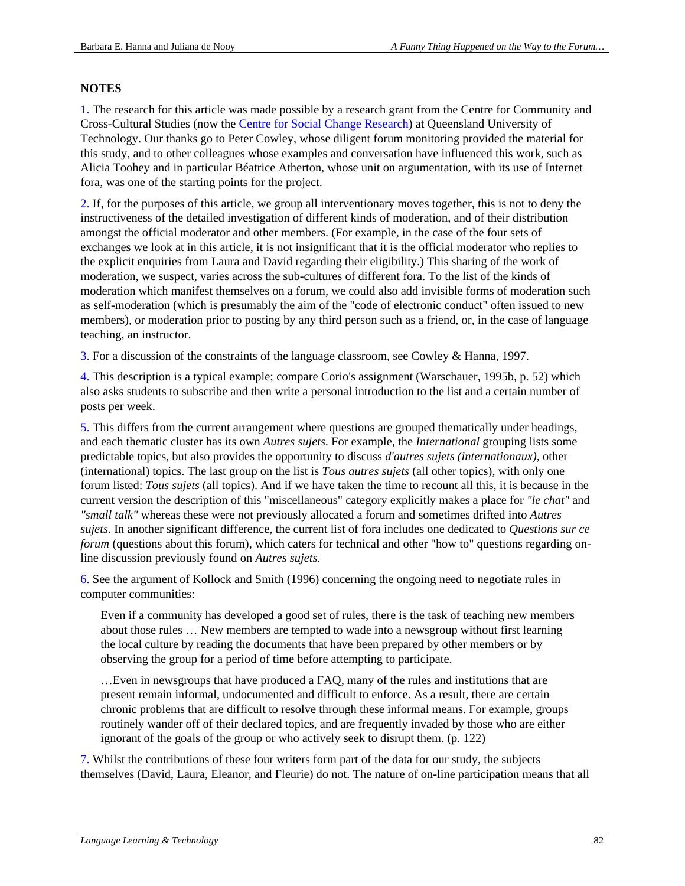## NOTES

1. The research for this article was made possible by a research grant from the Centre for Community and Cross-Cultural Studies (now the Centre for Social Change Research) at Queensland University of Technology. Our thanks go to Peter Cowley, whose diligent forum monitoring provided the material for this study, and to other colleagues whose examples and conversation have influenced this work, such as Alicia Toohey and in particular Béatrice Atherton, whose unit on argumentation, with its use of Internet fora, was one of the starting points for the project.

2. If, for the purposes of this article, we group all interventionary moves together, this is not to deny the instructiveness of the detailed investigation of different kinds of moderation, and of their distribution amongst the official moderator and other members. (For example, in the case of the four sets of exchanges we look at in this article, it is not insignificant that it is the official moderator who replies to the explicit enquiries from Laura and David regarding their eligibility.) This sharing of the work of moderation, we suspect, varies across the sub-cultures of different fora. To the list of the kinds of moderation which manifest themselves on a forum, we could also add invisible forms of moderation such as self-moderation (which is presumably the aim of the "code of electronic conduct" often issued to new members), or moderation prior to posting by any third person such as a friend, or, in the case of language teaching, an instructor.

3. For a discussion of the constraints of the language classroom, see Cowley & Hanna, 1997.

4. This description is a typical example; compare Corio's assignment (Warschauer, 1995b, p. 52) which also asks students to subscribe and then write a personal introduction to the list and a certain number of posts per week.

5. This differs from the current arrangement where questions are grouped thematically under headings, and each thematic cluster has its own *Autres sujets*. For example, the *International* grouping lists some predictable topics, but also provides the opportunity to discuss *d'autres sujets (internationaux),* other (international) topics. The last group on the list is *Tous autres sujets* (all other topics), with only one forum listed: *Tous sujets* (all topics). And if we have taken the time to recount all this, it is because in the current version the description of this "miscellaneous" category explicitly makes a place for *"le chat"* and *"small talk"* whereas these were not previously allocated a forum and sometimes drifted into *Autres sujets*. In another significant difference, the current list of fora includes one dedicated to *Questions sur ce forum* (questions about this forum), which caters for technical and other "how to" questions regarding on-line discussion previously found on *Autres sujets.*

6. See the argument of Kollock and Smith (1996) concerning the ongoing need to negotiate rules in computer communities:

> Even if a community has developed a good set of rules, there is the task of teaching new members about those rules … New members are tempted to wade into a newsgroup without first learning the local culture by reading the documents that have been prepared by other members or by observing the group for a period of time before attempting to participate.
>
> …Even in newsgroups that have produced a FAQ, many of the rules and institutions that are present remain informal, undocumented and difficult to enforce. As a result, there are certain chronic problems that are difficult to resolve through these informal means. For example, groups routinely wander off of their declared topics, and are frequently invaded by those who are either ignorant of the goals of the group or who actively seek to disrupt them. (p. 122)

7. Whilst the contributions of these four writers form part of the data for our study, the subjects themselves (David, Laura, Eleanor, and Fleurie) do not. The nature of on-line participation means that all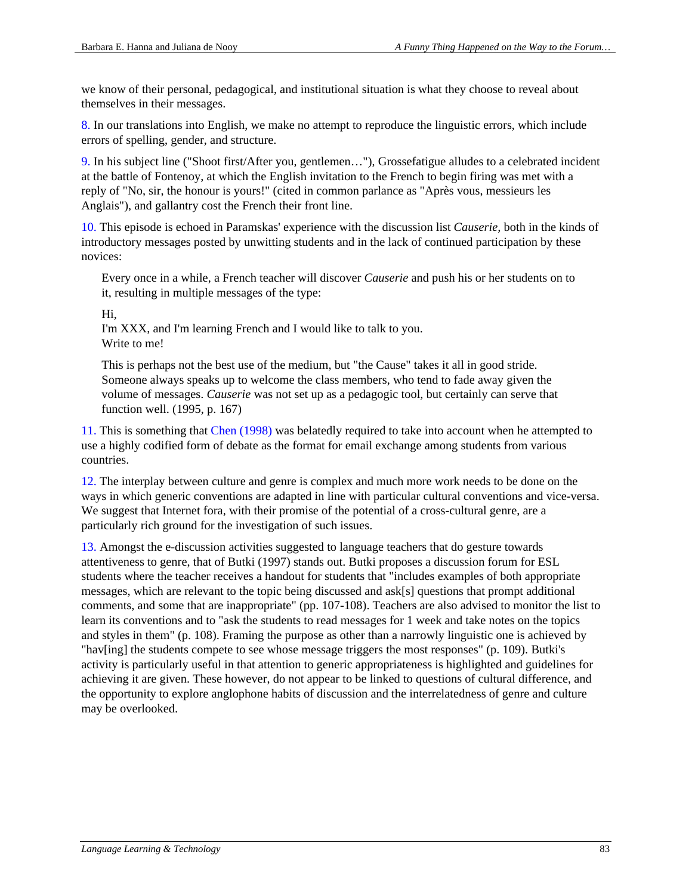we know of their personal, pedagogical, and institutional situation is what they choose to reveal about themselves in their messages.

8. In our translations into English, we make no attempt to reproduce the linguistic errors, which include errors of spelling, gender, and structure.

9. In his subject line ("Shoot first/After you, gentlemen…"), Grossefatigue alludes to a celebrated incident at the battle of Fontenoy, at which the English invitation to the French to begin firing was met with a reply of "No, sir, the honour is yours!" (cited in common parlance as "Après vous, messieurs les Anglais"), and gallantry cost the French their front line.

10. This episode is echoed in Paramskas' experience with the discussion list *Causerie*, both in the kinds of introductory messages posted by unwitting students and in the lack of continued participation by these novices:

> Every once in a while, a French teacher will discover *Causerie* and push his or her students on to it, resulting in multiple messages of the type:
>
> Hi,
> I'm XXX, and I'm learning French and I would like to talk to you.
> Write to me!
>
> This is perhaps not the best use of the medium, but "the Cause" takes it all in good stride. Someone always speaks up to welcome the class members, who tend to fade away given the volume of messages. *Causerie* was not set up as a pedagogic tool, but certainly can serve that function well. (1995, p. 167)

11. This is something that Chen (1998) was belatedly required to take into account when he attempted to use a highly codified form of debate as the format for email exchange among students from various countries.

12. The interplay between culture and genre is complex and much more work needs to be done on the ways in which generic conventions are adapted in line with particular cultural conventions and vice-versa. We suggest that Internet fora, with their promise of the potential of a cross-cultural genre, are a particularly rich ground for the investigation of such issues.

13. Amongst the e-discussion activities suggested to language teachers that do gesture towards attentiveness to genre, that of Butki (1997) stands out. Butki proposes a discussion forum for ESL students where the teacher receives a handout for students that "includes examples of both appropriate messages, which are relevant to the topic being discussed and ask[s] questions that prompt additional comments, and some that are inappropriate" (pp. 107-108). Teachers are also advised to monitor the list to learn its conventions and to "ask the students to read messages for 1 week and take notes on the topics and styles in them" (p. 108). Framing the purpose as other than a narrowly linguistic one is achieved by "hav[ing] the students compete to see whose message triggers the most responses" (p. 109). Butki's activity is particularly useful in that attention to generic appropriateness is highlighted and guidelines for achieving it are given. These however, do not appear to be linked to questions of cultural difference, and the opportunity to explore anglophone habits of discussion and the interrelatedness of genre and culture may be overlooked.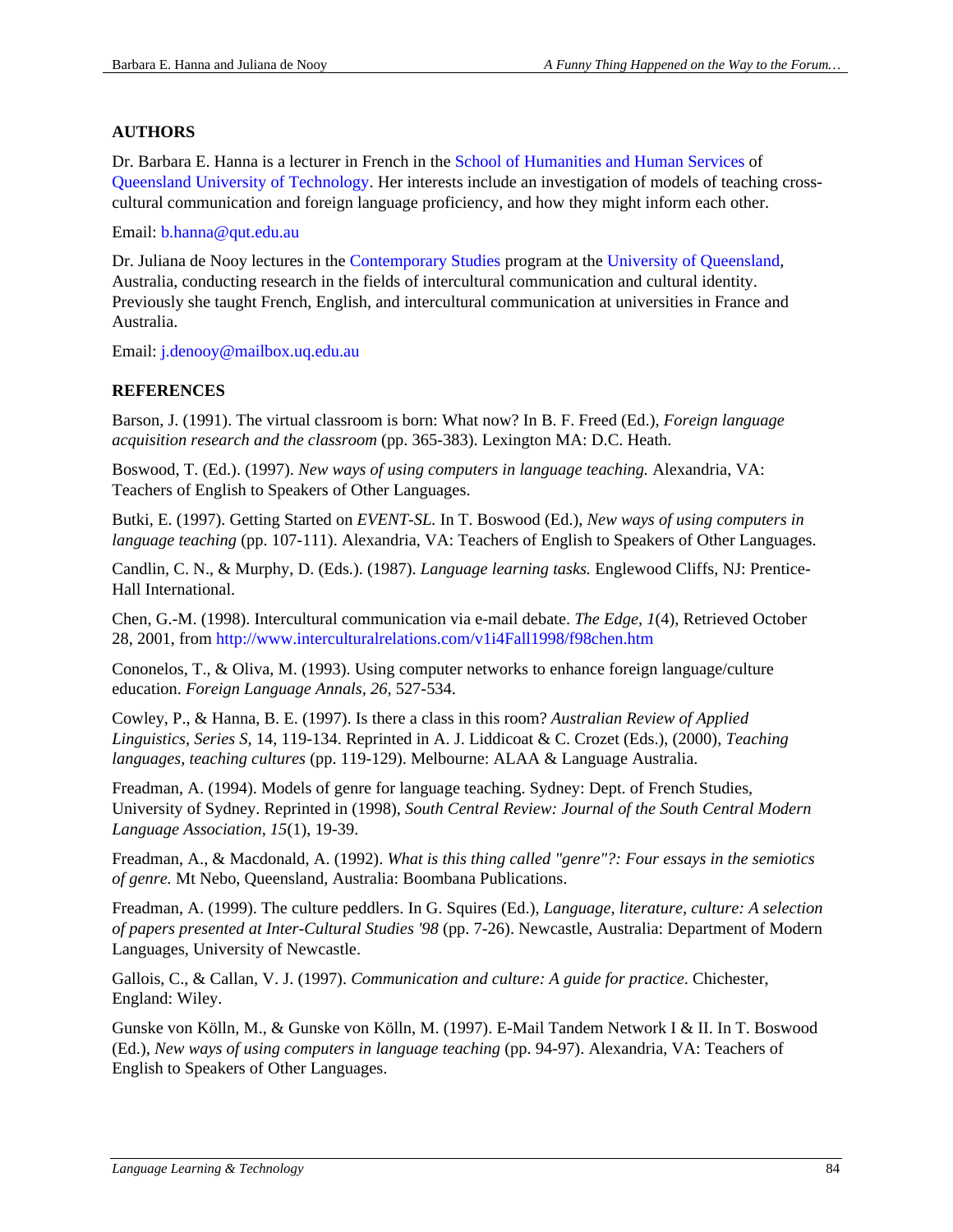## AUTHORS

Dr. Barbara E. Hanna is a lecturer in French in the School of Humanities and Human Services of Queensland University of Technology. Her interests include an investigation of models of teaching cross-cultural communication and foreign language proficiency, and how they might inform each other.

Email: b.hanna@qut.edu.au

Dr. Juliana de Nooy lectures in the Contemporary Studies program at the University of Queensland, Australia, conducting research in the fields of intercultural communication and cultural identity. Previously she taught French, English, and intercultural communication at universities in France and Australia.

Email: j.denooy@mailbox.uq.edu.au

## REFERENCES

Barson, J. (1991). The virtual classroom is born: What now? In B. F. Freed (Ed.), *Foreign language acquisition research and the classroom* (pp. 365-383). Lexington MA: D.C. Heath.

Boswood, T. (Ed.). (1997). *New ways of using computers in language teaching.* Alexandria, VA: Teachers of English to Speakers of Other Languages.

Butki, E. (1997). Getting Started on *EVENT-SL.* In T. Boswood (Ed.), *New ways of using computers in language teaching* (pp. 107-111). Alexandria, VA: Teachers of English to Speakers of Other Languages.

Candlin, C. N., & Murphy, D. (Eds.). (1987). *Language learning tasks.* Englewood Cliffs, NJ: Prentice-Hall International.

Chen, G.-M. (1998). Intercultural communication via e-mail debate. *The Edge, 1*(4), Retrieved October 28, 2001, from http://www.interculturalrelations.com/v1i4Fall1998/f98chen.htm

Cononelos, T., & Oliva, M. (1993). Using computer networks to enhance foreign language/culture education. *Foreign Language Annals, 26,* 527-534.

Cowley, P., & Hanna, B. E. (1997). Is there a class in this room? *Australian Review of Applied Linguistics, Series S,* 14, 119-134. Reprinted in A. J. Liddicoat & C. Crozet (Eds.), (2000), *Teaching languages, teaching cultures* (pp. 119-129). Melbourne: ALAA & Language Australia.

Freadman, A. (1994). Models of genre for language teaching. Sydney: Dept. of French Studies, University of Sydney. Reprinted in (1998), *South Central Review: Journal of the South Central Modern Language Association, 15*(1), 19-39.

Freadman, A., & Macdonald, A. (1992). *What is this thing called "genre"?: Four essays in the semiotics of genre.* Mt Nebo, Queensland, Australia: Boombana Publications.

Freadman, A. (1999). The culture peddlers. In G. Squires (Ed.), *Language, literature, culture: A selection of papers presented at Inter-Cultural Studies '98* (pp. 7-26). Newcastle, Australia: Department of Modern Languages, University of Newcastle.

Gallois, C., & Callan, V. J. (1997). *Communication and culture: A guide for practice*. Chichester, England: Wiley.

Gunske von Kölln, M., & Gunske von Kölln, M. (1997). E-Mail Tandem Network I & II. In T. Boswood (Ed.), *New ways of using computers in language teaching* (pp. 94-97). Alexandria, VA: Teachers of English to Speakers of Other Languages.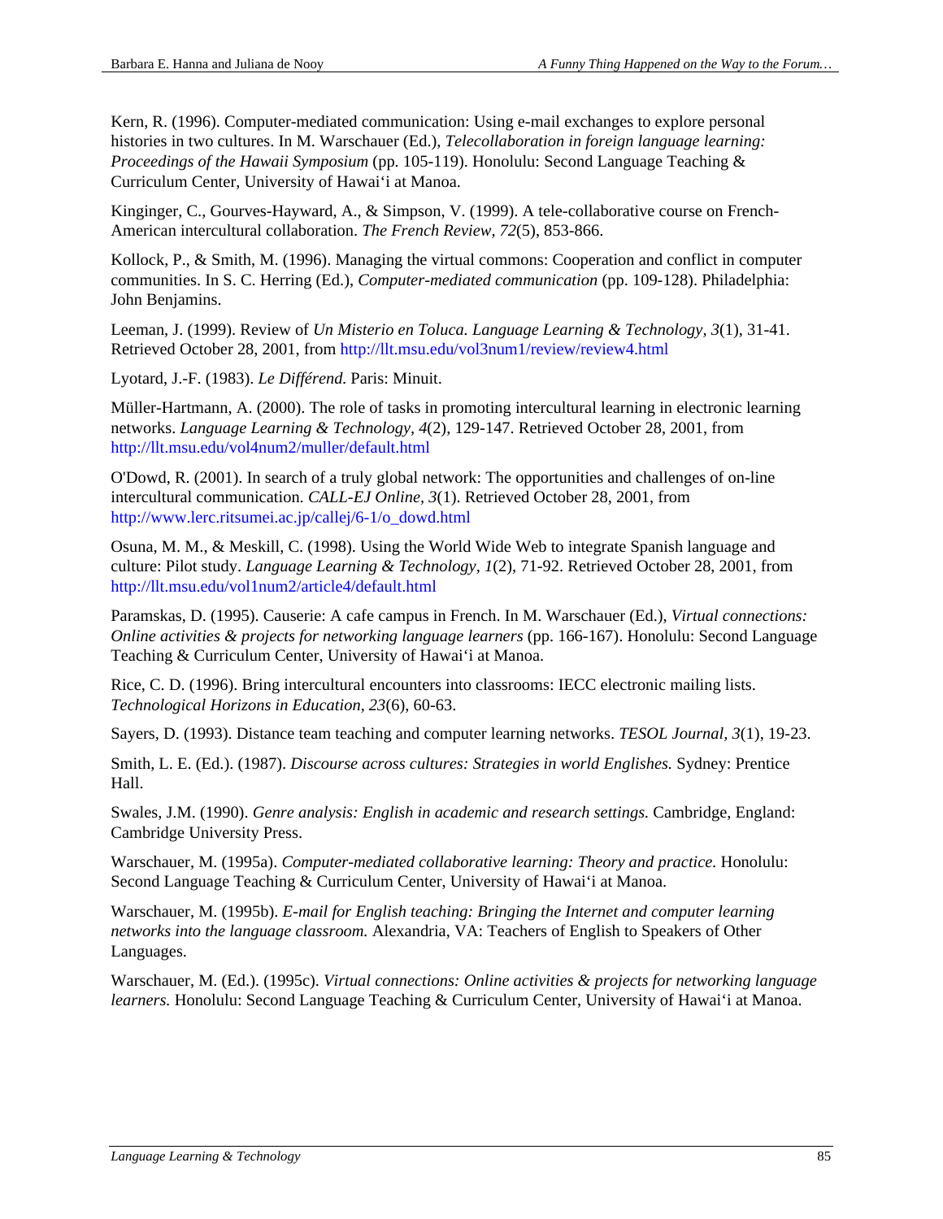Kern, R. (1996). Computer-mediated communication: Using e-mail exchanges to explore personal histories in two cultures. In M. Warschauer (Ed.), *Telecollaboration in foreign language learning: Proceedings of the Hawaii Symposium* (pp. 105-119). Honolulu: Second Language Teaching & Curriculum Center, University of Hawai‘i at Manoa.

Kinginger, C., Gourves-Hayward, A., & Simpson, V. (1999). A tele-collaborative course on French-American intercultural collaboration. *The French Review, 72*(5), 853-866.

Kollock, P., & Smith, M. (1996). Managing the virtual commons: Cooperation and conflict in computer communities. In S. C. Herring (Ed.), *Computer-mediated communication* (pp. 109-128). Philadelphia: John Benjamins.

Leeman, J. (1999). Review of *Un Misterio en Toluca. Language Learning & Technology, 3*(1), 31-41. Retrieved October 28, 2001, from http://llt.msu.edu/vol3num1/review/review4.html

Lyotard, J.-F. (1983). *Le Différend.* Paris: Minuit.

Müller-Hartmann, A. (2000). The role of tasks in promoting intercultural learning in electronic learning networks. *Language Learning & Technology, 4*(2), 129-147. Retrieved October 28, 2001, from http://llt.msu.edu/vol4num2/muller/default.html

O'Dowd, R. (2001). In search of a truly global network: The opportunities and challenges of on-line intercultural communication. *CALL-EJ Online, 3*(1). Retrieved October 28, 2001, from http://www.lerc.ritsumei.ac.jp/callej/6-1/o_dowd.html

Osuna, M. M., & Meskill, C. (1998). Using the World Wide Web to integrate Spanish language and culture: Pilot study. *Language Learning & Technology, 1*(2), 71-92. Retrieved October 28, 2001, from http://llt.msu.edu/vol1num2/article4/default.html

Paramskas, D. (1995). Causerie: A cafe campus in French. In M. Warschauer (Ed.), *Virtual connections: Online activities & projects for networking language learners* (pp. 166-167). Honolulu: Second Language Teaching & Curriculum Center, University of Hawai‘i at Manoa.

Rice, C. D. (1996). Bring intercultural encounters into classrooms: IECC electronic mailing lists. *Technological Horizons in Education, 23*(6), 60-63.

Sayers, D. (1993). Distance team teaching and computer learning networks. *TESOL Journal, 3*(1), 19-23.

Smith, L. E. (Ed.). (1987). *Discourse across cultures: Strategies in world Englishes.* Sydney: Prentice Hall.

Swales, J.M. (1990). *Genre analysis: English in academic and research settings.* Cambridge, England: Cambridge University Press.

Warschauer, M. (1995a). *Computer-mediated collaborative learning: Theory and practice.* Honolulu: Second Language Teaching & Curriculum Center, University of Hawai‘i at Manoa.

Warschauer, M. (1995b). *E-mail for English teaching: Bringing the Internet and computer learning networks into the language classroom.* Alexandria, VA: Teachers of English to Speakers of Other Languages.

Warschauer, M. (Ed.). (1995c). *Virtual connections: Online activities & projects for networking language learners.* Honolulu: Second Language Teaching & Curriculum Center, University of Hawai‘i at Manoa.